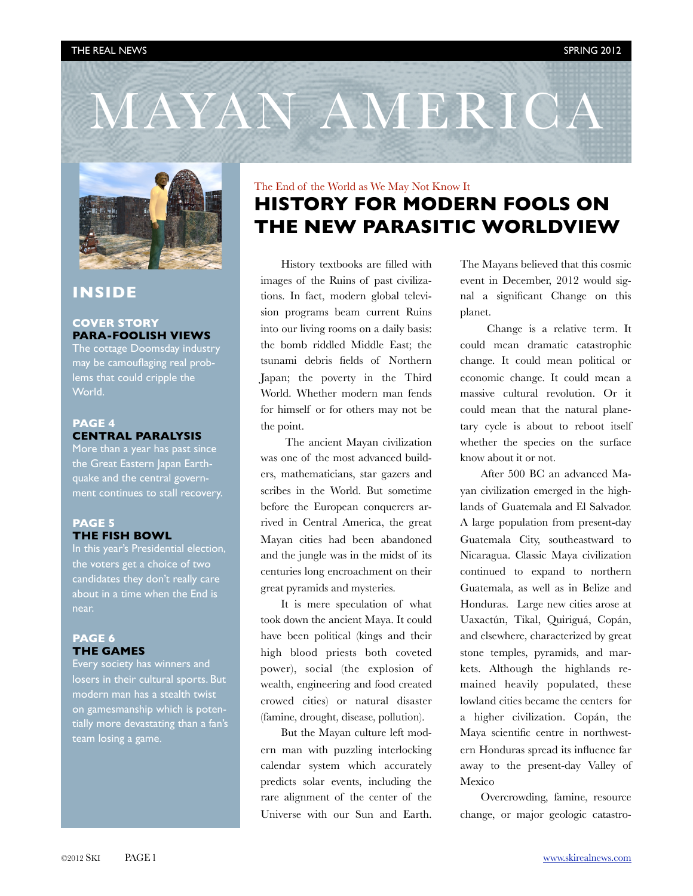# MAYAN AMERICA

## INSIDE

**COVER STORY**
**PARA-FOOLISH VIEWS**
The cottage Doomsday industry may be camouflaging real problems that could cripple the World.

**PAGE 4**
**CENTRAL PARALYSIS**
More than a year has past since the Great Eastern Japan Earthquake and the central government continues to stall recovery.

**PAGE 5**
**THE FISH BOWL**
In this year's Presidential election, the voters get a choice of two candidates they don't really care about in a time when the End is near.

**PAGE 6**
**THE GAMES**
Every society has winners and losers in their cultural sports. But modern man has a stealth twist on gamesmanship which is potentially more devastating than a fan's team losing a game.

The End of the World as We May Not Know It

## HISTORY FOR MODERN FOOLS ON THE NEW PARASITIC WORLDVIEW

History textbooks are filled with images of the Ruins of past civilizations. In fact, modern global television programs beam current Ruins into our living rooms on a daily basis: the bomb riddled Middle East; the tsunami debris fields of Northern Japan; the poverty in the Third World. Whether modern man fends for himself or for others may not be the point.

The ancient Mayan civilization was one of the most advanced builders, mathematicians, star gazers and scribes in the World. But sometime before the European conquerers arrived in Central America, the great Mayan cities had been abandoned and the jungle was in the midst of its centuries long encroachment on their great pyramids and mysteries.

It is mere speculation of what took down the ancient Maya. It could have been political (kings and their high blood priests both coveted power), social (the explosion of wealth, engineering and food created crowed cities) or natural disaster (famine, drought, disease, pollution).

But the Mayan culture left modern man with puzzling interlocking calendar system which accurately predicts solar events, including the rare alignment of the center of the Universe with our Sun and Earth. The Mayans believed that this cosmic event in December, 2012 would signal a significant Change on this planet.

Change is a relative term. It could mean dramatic catastrophic change. It could mean political or economic change. It could mean a massive cultural revolution. Or it could mean that the natural planetary cycle is about to reboot itself whether the species on the surface know about it or not.

After 500 BC an advanced Mayan civilization emerged in the highlands of Guatemala and El Salvador. A large population from present-day Guatemala City, southeastward to Nicaragua. Classic Maya civilization continued to expand to northern Guatemala, as well as in Belize and Honduras. Large new cities arose at Uaxactún, Tikal, Quiriguá, Copán, and elsewhere, characterized by great stone temples, pyramids, and markets. Although the highlands remained heavily populated, these lowland cities became the centers for a higher civilization. Copán, the Maya scientific centre in northwestern Honduras spread its influence far away to the present-day Valley of Mexico

Overcrowding, famine, resource change, or major geologic catastro-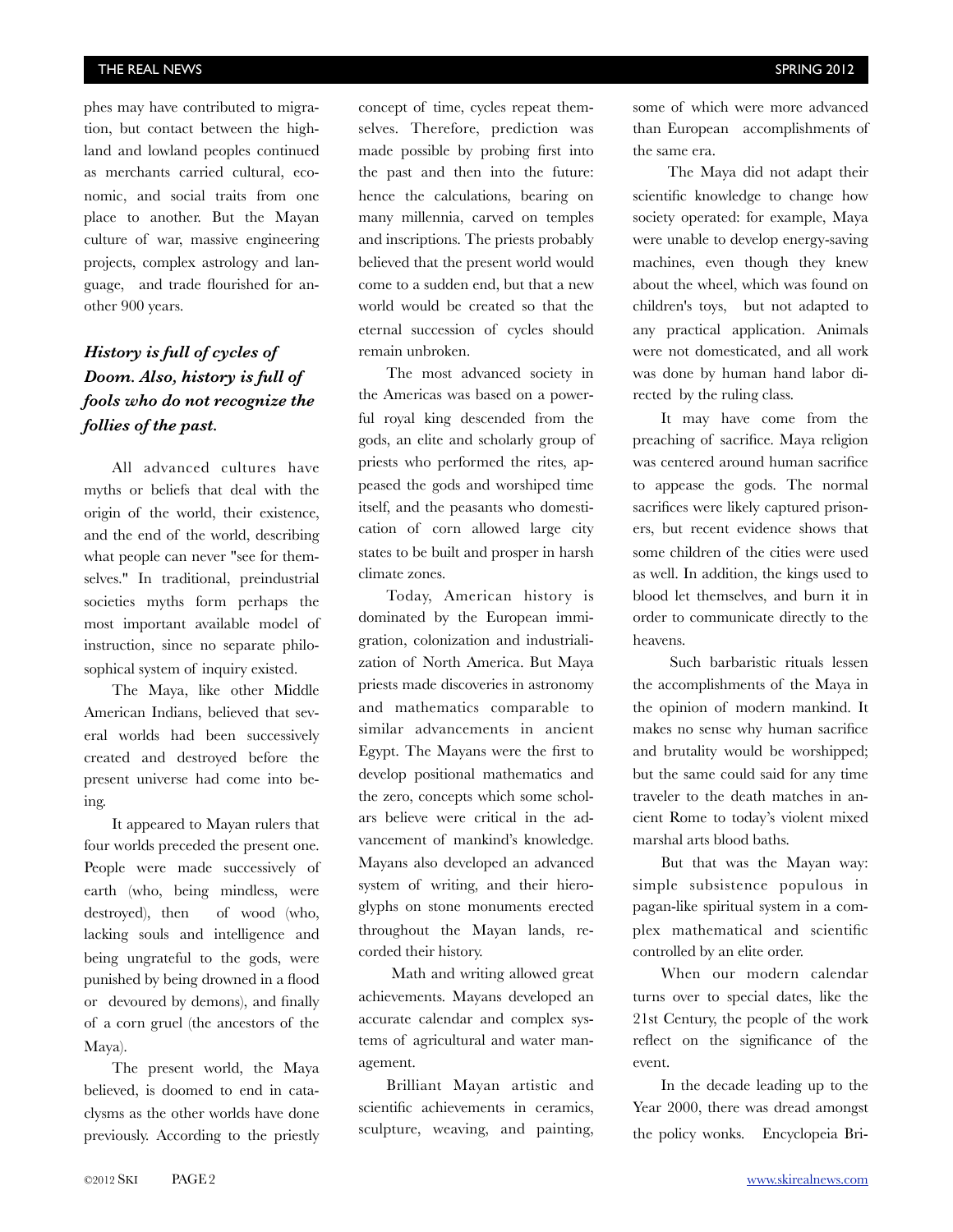phes may have contributed to migration, but contact between the highland and lowland peoples continued as merchants carried cultural, economic, and social traits from one place to another. But the Mayan culture of war, massive engineering projects, complex astrology and language, and trade flourished for another 900 years.

***History is full of cycles of Doom. Also, history is full of fools who do not recognize the follies of the past.***

All advanced cultures have myths or beliefs that deal with the origin of the world, their existence, and the end of the world, describing what people can never "see for themselves." In traditional, preindustrial societies myths form perhaps the most important available model of instruction, since no separate philosophical system of inquiry existed.

The Maya, like other Middle American Indians, believed that several worlds had been successively created and destroyed before the present universe had come into being.

It appeared to Mayan rulers that four worlds preceded the present one. People were made successively of earth (who, being mindless, were destroyed), then of wood (who, lacking souls and intelligence and being ungrateful to the gods, were punished by being drowned in a flood or devoured by demons), and finally of a corn gruel (the ancestors of the Maya).

The present world, the Maya believed, is doomed to end in cataclysms as the other worlds have done previously. According to the priestly concept of time, cycles repeat themselves. Therefore, prediction was made possible by probing first into the past and then into the future: hence the calculations, bearing on many millennia, carved on temples and inscriptions. The priests probably believed that the present world would come to a sudden end, but that a new world would be created so that the eternal succession of cycles should remain unbroken.

The most advanced society in the Americas was based on a powerful royal king descended from the gods, an elite and scholarly group of priests who performed the rites, appeased the gods and worshiped time itself, and the peasants who domestication of corn allowed large city states to be built and prosper in harsh climate zones.

Today, American history is dominated by the European immigration, colonization and industrialization of North America. But Maya priests made discoveries in astronomy and mathematics comparable to similar advancements in ancient Egypt. The Mayans were the first to develop positional mathematics and the zero, concepts which some scholars believe were critical in the advancement of mankind's knowledge. Mayans also developed an advanced system of writing, and their hieroglyphs on stone monuments erected throughout the Mayan lands, recorded their history.

Math and writing allowed great achievements. Mayans developed an accurate calendar and complex systems of agricultural and water management.

Brilliant Mayan artistic and scientific achievements in ceramics, sculpture, weaving, and painting, some of which were more advanced than European accomplishments of the same era.

The Maya did not adapt their scientific knowledge to change how society operated: for example, Maya were unable to develop energy-saving machines, even though they knew about the wheel, which was found on children's toys, but not adapted to any practical application. Animals were not domesticated, and all work was done by human hand labor directed by the ruling class.

It may have come from the preaching of sacrifice. Maya religion was centered around human sacrifice to appease the gods. The normal sacrifices were likely captured prisoners, but recent evidence shows that some children of the cities were used as well. In addition, the kings used to blood let themselves, and burn it in order to communicate directly to the heavens.

Such barbaristic rituals lessen the accomplishments of the Maya in the opinion of modern mankind. It makes no sense why human sacrifice and brutality would be worshipped; but the same could said for any time traveler to the death matches in ancient Rome to today's violent mixed marshal arts blood baths.

But that was the Mayan way: simple subsistence populous in pagan-like spiritual system in a complex mathematical and scientific controlled by an elite order.

When our modern calendar turns over to special dates, like the 21st Century, the people of the work reflect on the significance of the event.

In the decade leading up to the Year 2000, there was dread amongst the policy wonks. Encyclopeia Bri-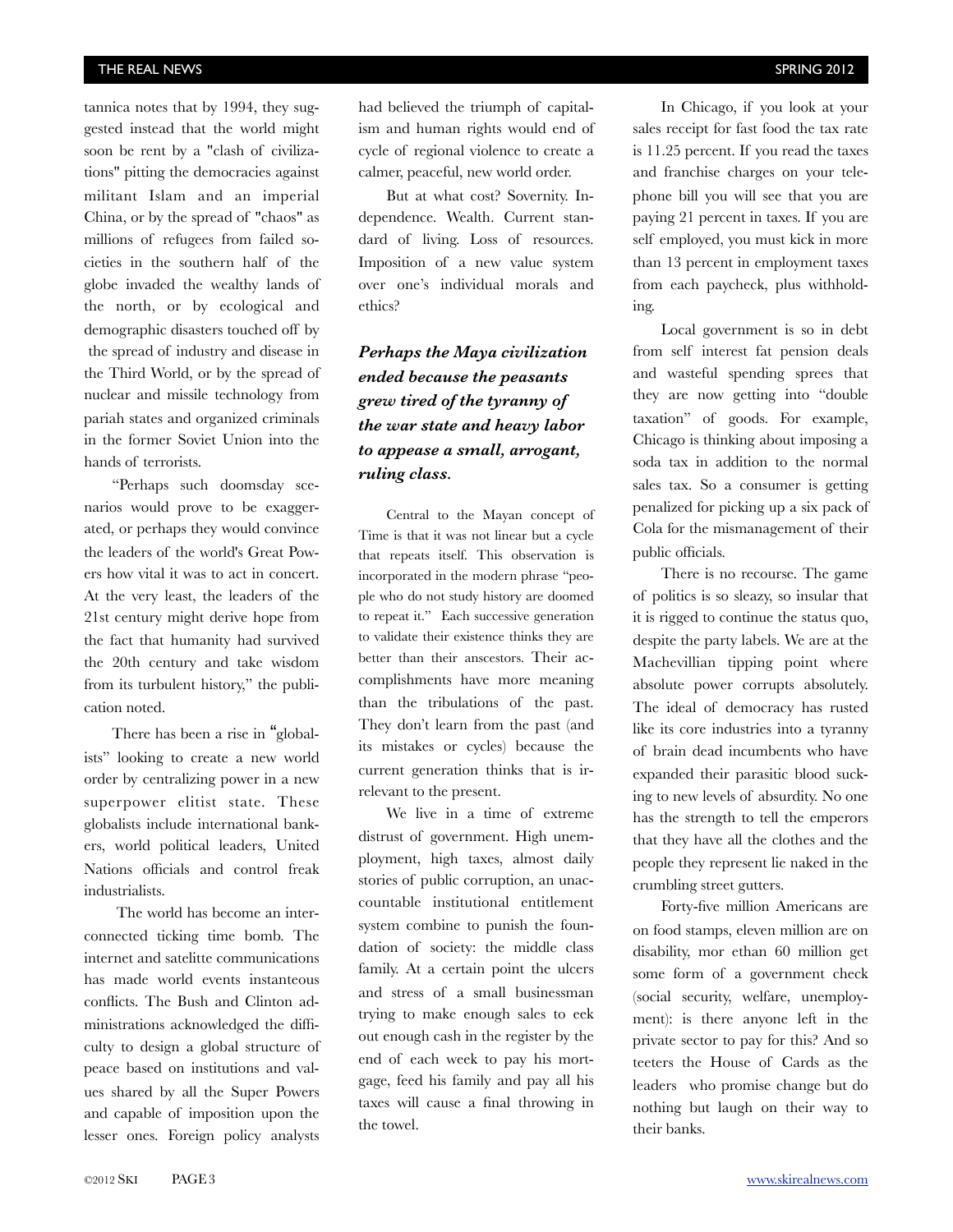tannica notes that by 1994, they suggested instead that the world might soon be rent by a "clash of civilizations" pitting the democracies against militant Islam and an imperial China, or by the spread of "chaos" as millions of refugees from failed societies in the southern half of the globe invaded the wealthy lands of the north, or by ecological and demographic disasters touched off by the spread of industry and disease in the Third World, or by the spread of nuclear and missile technology from pariah states and organized criminals in the former Soviet Union into the hands of terrorists.

"Perhaps such doomsday scenarios would prove to be exaggerated, or perhaps they would convince the leaders of the world's Great Powers how vital it was to act in concert. At the very least, the leaders of the 21st century might derive hope from the fact that humanity had survived the 20th century and take wisdom from its turbulent history," the publication noted.

There has been a rise in "globalists" looking to create a new world order by centralizing power in a new superpower elitist state. These globalists include international bankers, world political leaders, United Nations officials and control freak industrialists.

The world has become an interconnected ticking time bomb. The internet and satelitte communications has made world events instanteous conflicts. The Bush and Clinton administrations acknowledged the difficulty to design a global structure of peace based on institutions and values shared by all the Super Powers and capable of imposition upon the lesser ones. Foreign policy analysts had believed the triumph of capitalism and human rights would end of cycle of regional violence to create a calmer, peaceful, new world order.

But at what cost? Soverinty. Independence. Wealth. Current standard of living. Loss of resources. Imposition of a new value system over one's individual morals and ethics?

***Perhaps the Maya civilization ended because the peasants grew tired of the tyranny of the war state and heavy labor to appease a small, arrogant, ruling class.***

Central to the Mayan concept of Time is that it was not linear but a cycle that repeats itself. This observation is incorporated in the modern phrase "people who do not study history are doomed to repeat it." Each successive generation to validate their existence thinks they are better than their anscestors. Their accomplishments have more meaning than the tribulations of the past. They don't learn from the past (and its mistakes or cycles) because the current generation thinks that is irrelevant to the present.

We live in a time of extreme distrust of government. High unemployment, high taxes, almost daily stories of public corruption, an unaccountable institutional entitlement system combine to punish the foundation of society: the middle class family. At a certain point the ulcers and stress of a small businessman trying to make enough sales to eek out enough cash in the register by the end of each week to pay his mortgage, feed his family and pay all his taxes will cause a final throwing in the towel.

In Chicago, if you look at your sales receipt for fast food the tax rate is 11.25 percent. If you read the taxes and franchise charges on your telephone bill you will see that you are paying 21 percent in taxes. If you are self employed, you must kick in more than 13 percent in employment taxes from each paycheck, plus withholding.

Local government is so in debt from self interest fat pension deals and wasteful spending sprees that they are now getting into "double taxation" of goods. For example, Chicago is thinking about imposing a soda tax in addition to the normal sales tax. So a consumer is getting penalized for picking up a six pack of Cola for the mismanagement of their public officials.

There is no recourse. The game of politics is so sleazy, so insular that it is rigged to continue the status quo, despite the party labels. We are at the Machevillian tipping point where absolute power corrupts absolutely. The ideal of democracy has rusted like its core industries into a tyranny of brain dead incumbents who have expanded their parasitic blood sucking to new levels of absurdity. No one has the strength to tell the emperors that they have all the clothes and the people they represent lie naked in the crumbling street gutters.

Forty-five million Americans are on food stamps, eleven million are on disability, mor ethan 60 million get some form of a government check (social security, welfare, unemployment): is there anyone left in the private sector to pay for this? And so teeters the House of Cards as the leaders who promise change but do nothing but laugh on their way to their banks.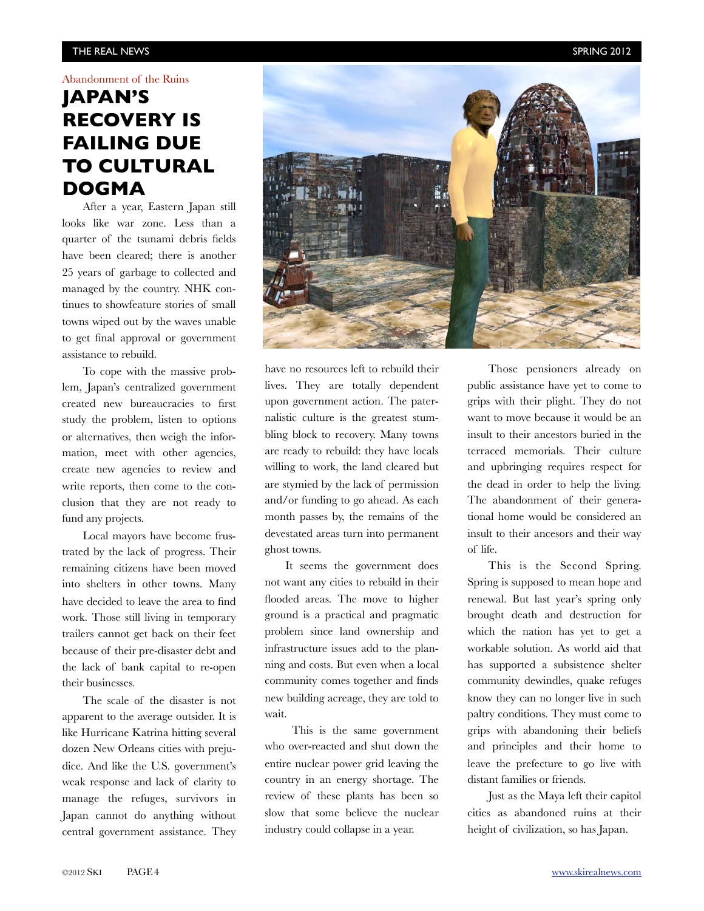Abandonment of the Ruins

# JAPAN'S RECOVERY IS FAILING DUE TO CULTURAL DOGMA

After a year, Eastern Japan still looks like war zone. Less than a quarter of the tsunami debris fields have been cleared; there is another 25 years of garbage to collected and managed by the country. NHK continues to showfeature stories of small towns wiped out by the waves unable to get final approval or government assistance to rebuild.

To cope with the massive problem, Japan's centralized government created new bureaucracies to first study the problem, listen to options or alternatives, then weigh the information, meet with other agencies, create new agencies to review and write reports, then come to the conclusion that they are not ready to fund any projects.

Local mayors have become frustrated by the lack of progress. Their remaining citizens have been moved into shelters in other towns. Many have decided to leave the area to find work. Those still living in temporary trailers cannot get back on their feet because of their pre-disaster debt and the lack of bank capital to re-open their businesses.

The scale of the disaster is not apparent to the average outsider. It is like Hurricane Katrina hitting several dozen New Orleans cities with prejudice. And like the U.S. government's weak response and lack of clarity to manage the refuges, survivors in Japan cannot do anything without central government assistance. They have no resources left to rebuild their lives. They are totally dependent upon government action. The paternalistic culture is the greatest stumbling block to recovery. Many towns are ready to rebuild: they have locals willing to work, the land cleared but are stymied by the lack of permission and/or funding to go ahead. As each month passes by, the remains of the devestated areas turn into permanent ghost towns.

It seems the government does not want any cities to rebuild in their flooded areas. The move to higher ground is a practical and pragmatic problem since land ownership and infrastructure issues add to the planning and costs. But even when a local community comes together and finds new building acreage, they are told to wait.

This is the same government who over-reacted and shut down the entire nuclear power grid leaving the country in an energy shortage. The review of these plants has been so slow that some believe the nuclear industry could collapse in a year.

Those pensioners already on public assistance have yet to come to grips with their plight. They do not want to move because it would be an insult to their ancestors buried in the terraced memorials. Their culture and upbringing requires respect for the dead in order to help the living. The abandonment of their generational home would be considered an insult to their ancesors and their way of life.

This is the Second Spring. Spring is supposed to mean hope and renewal. But last year's spring only brought death and destruction for which the nation has yet to get a workable solution. As world aid that has supported a subsistence shelter community dewindles, quake refuges know they can no longer live in such paltry conditions. They must come to grips with abandoning their beliefs and principles and their home to leave the prefecture to go live with distant families or friends.

Just as the Maya left their capitol cities as abandoned ruins at their height of civilization, so has Japan.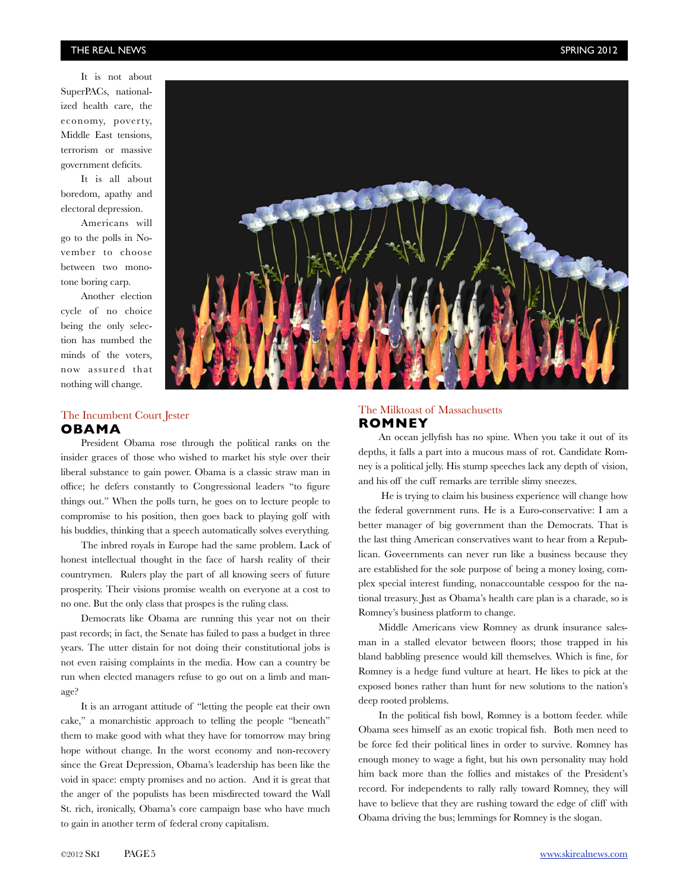It is not about SuperPACs, nationalized health care, the economy, poverty, Middle East tensions, terrorism or massive government deficits.

It is all about boredom, apathy and electoral depression.

Americans will go to the polls in November to choose between two monotone boring carp.

Another election cycle of no choice being the only selection has numbed the minds of the voters, now assured that nothing will change.

## The Incumbent Court Jester
## OBAMA

President Obama rose through the political ranks on the insider graces of those who wished to market his style over their liberal substance to gain power. Obama is a classic straw man in office; he defers constantly to Congressional leaders "to figure things out." When the polls turn, he goes on to lecture people to compromise to his position, then goes back to playing golf with his buddies, thinking that a speech automatically solves everything.

The inbred royals in Europe had the same problem. Lack of honest intellectual thought in the face of harsh reality of their countrymen. Rulers play the part of all knowing seers of future prosperity. Their visions promise wealth on everyone at a cost to no one. But the only class that prospes is the ruling class.

Democrats like Obama are running this year not on their past records; in fact, the Senate has failed to pass a budget in three years. The utter distain for not doing their constitutional jobs is not even raising complaints in the media. How can a country be run when elected managers refuse to go out on a limb and manage?

It is an arrogant attitude of "letting the people eat their own cake," a monarchistic approach to telling the people "beneath" them to make good with what they have for tomorrow may bring hope without change. In the worst economy and non-recovery since the Great Depression, Obama's leadership has been like the void in space: empty promises and no action. And it is great that the anger of the populists has been misdirected toward the Wall St. rich, ironically, Obama's core campaign base who have much to gain in another term of federal crony capitalism.

## The Milktoast of Massachusetts
## ROMNEY

An ocean jellyfish has no spine. When you take it out of its depths, it falls a part into a mucous mass of rot. Candidate Romney is a political jelly. His stump speeches lack any depth of vision, and his off the cuff remarks are terrible slimy sneezes.

He is trying to claim his business experience will change how the federal government runs. He is a Euro-conservative: I am a better manager of big government than the Democrats. That is the last thing American conservatives want to hear from a Republican. Goveernments can never run like a business because they are established for the sole purpose of being a money losing, complex special interest funding, nonaccountable cesspoo for the national treasury. Just as Obama's health care plan is a charade, so is Romney's business platform to change.

Middle Americans view Romney as drunk insurance salesman in a stalled elevator between floors; those trapped in his bland babbling presence would kill themselves. Which is fine, for Romney is a hedge fund vulture at heart. He likes to pick at the exposed bones rather than hunt for new solutions to the nation's deep rooted problems.

In the political fish bowl, Romney is a bottom feeder. while Obama sees himself as an exotic tropical fish. Both men need to be force fed their political lines in order to survive. Romney has enough money to wage a fight, but his own personality may hold him back more than the follies and mistakes of the President's record. For independents to rally rally toward Romney, they will have to believe that they are rushing toward the edge of cliff with Obama driving the bus; lemmings for Romney is the slogan.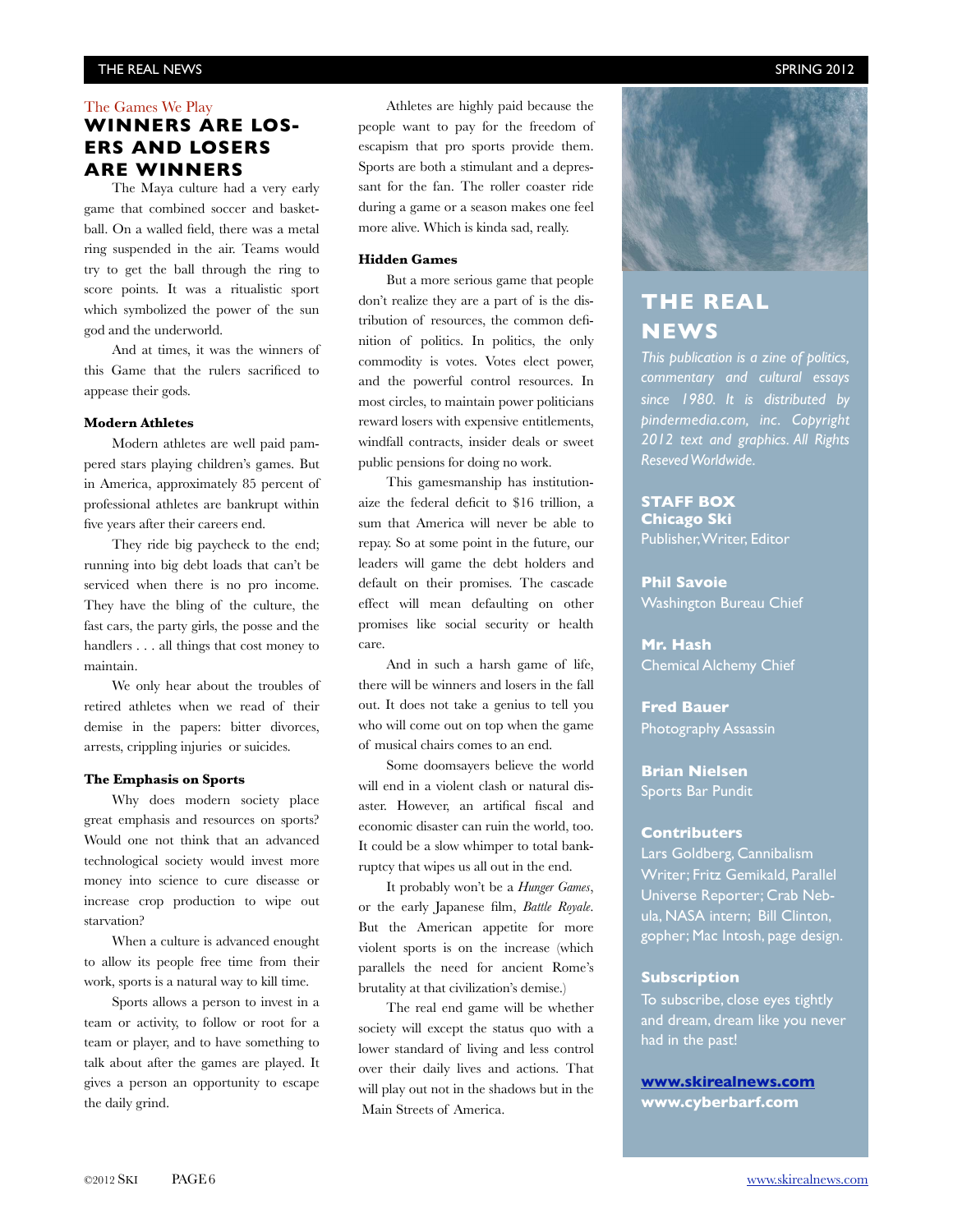The Games We Play

# WINNERS ARE LOSERS AND LOSERS ARE WINNERS

The Maya culture had a very early game that combined soccer and basketball. On a walled field, there was a metal ring suspended in the air. Teams would try to get the ball through the ring to score points. It was a ritualistic sport which symbolized the power of the sun god and the underworld.

And at times, it was the winners of this Game that the rulers sacrificed to appease their gods.

### Modern Athletes

Modern athletes are well paid pampered stars playing children's games. But in America, approximately 85 percent of professional athletes are bankrupt within five years after their careers end.

They ride big paycheck to the end; running into big debt loads that can't be serviced when there is no pro income. They have the bling of the culture, the fast cars, the party girls, the posse and the handlers . . . all things that cost money to maintain.

We only hear about the troubles of retired athletes when we read of their demise in the papers: bitter divorces, arrests, crippling injuries or suicides.

### The Emphasis on Sports

Why does modern society place great emphasis and resources on sports? Would one not think that an advanced technological society would invest more money into science to cure diseasse or increase crop production to wipe out starvation?

When a culture is advanced enought to allow its people free time from their work, sports is a natural way to kill time.

Sports allows a person to invest in a team or activity, to follow or root for a team or player, and to have something to talk about after the games are played. It gives a person an opportunity to escape the daily grind.

Athletes are highly paid because the people want to pay for the freedom of escapism that pro sports provide them. Sports are both a stimulant and a depressant for the fan. The roller coaster ride during a game or a season makes one feel more alive. Which is kinda sad, really.

### Hidden Games

But a more serious game that people don't realize they are a part of is the distribution of resources, the common definition of politics. In politics, the only commodity is votes. Votes elect power, and the powerful control resources. In most circles, to maintain power politicians reward losers with expensive entitlements, windfall contracts, insider deals or sweet public pensions for doing no work.

This gamesmanship has institutionaize the federal deficit to $16 trillion, a sum that America will never be able to repay. So at some point in the future, our leaders will game the debt holders and default on their promises. The cascade effect will mean defaulting on other promises like social security or health care.

And in such a harsh game of life, there will be winners and losers in the fall out. It does not take a genius to tell you who will come out on top when the game of musical chairs comes to an end.

Some doomsayers believe the world will end in a violent clash or natural disaster. However, an artifical fiscal and economic disaster can ruin the world, too. It could be a slow whimper to total bankruptcy that wipes us all out in the end.

It probably won't be a *Hunger Games*, or the early Japanese film, *Battle Royale*. But the American appetite for more violent sports is on the increase (which parallels the need for ancient Rome's brutality at that civilization's demise.)

The real end game will be whether society will except the status quo with a lower standard of living and less control over their daily lives and actions. That will play out not in the shadows but in the Main Streets of America.

## THE REAL NEWS

*This publication is a zine of politics, commentary and cultural essays since 1980. It is distributed by pindermedia.com, inc. Copyright 2012 text and graphics. All Rights Reseved Worldwide.*

**STAFF BOX**

**Chicago Ski**
Publisher, Writer, Editor

**Phil Savoie**
Washington Bureau Chief

**Mr. Hash**
Chemical Alchemy Chief

**Fred Bauer**
Photography Assassin

**Brian Nielsen**
Sports Bar Pundit

**Contributors**
Lars Goldberg, Cannibalism Writer; Fritz Gemikald, Parallel Universe Reporter; Crab Nebula, NASA intern; Bill Clinton, gopher; Mac Intosh, page design.

**Subscription**
To subscribe, close eyes tightly and dream, dream like you never had in the past!

**www.skirealnews.com**
**www.cyberbarf.com**